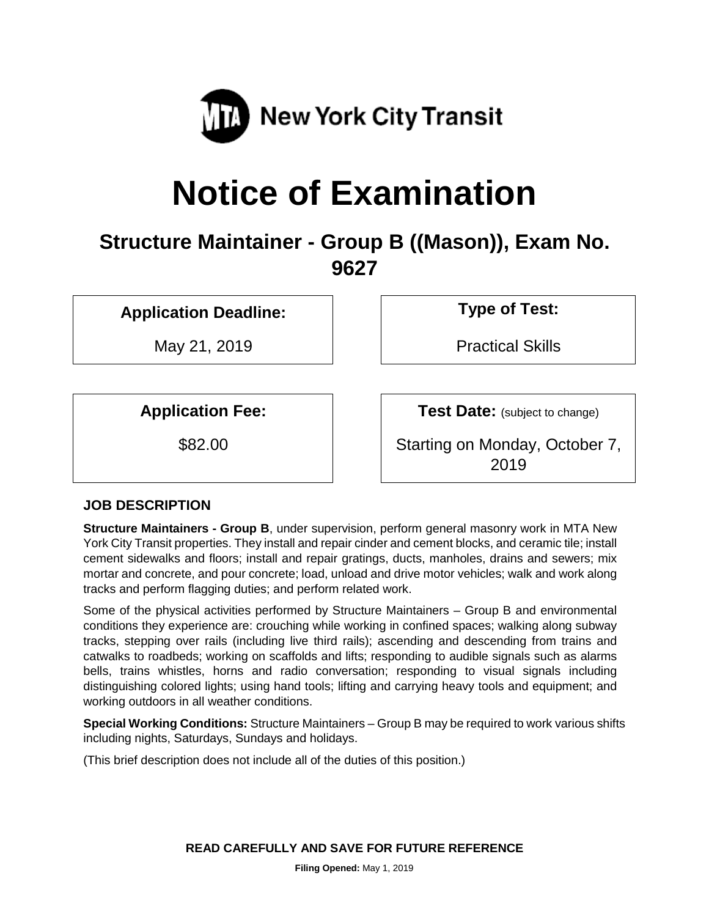MTA New York City Transit

# Notice of Examination

## Structure Maintainer - Group B ((Mason)), Exam No. 9627

| Application Deadline: | Type of Test: |
|---|---|
| May 21, 2019 | Practical Skills |

| Application Fee: | Test Date: (subject to change) |
|---|---|
| $82.00 | Starting on Monday, October 7, 2019 |

### JOB DESCRIPTION

**Structure Maintainers - Group B**, under supervision, perform general masonry work in MTA New York City Transit properties. They install and repair cinder and cement blocks, and ceramic tile; install cement sidewalks and floors; install and repair gratings, ducts, manholes, drains and sewers; mix mortar and concrete, and pour concrete; load, unload and drive motor vehicles; walk and work along tracks and perform flagging duties; and perform related work.

Some of the physical activities performed by Structure Maintainers – Group B and environmental conditions they experience are: crouching while working in confined spaces; walking along subway tracks, stepping over rails (including live third rails); ascending and descending from trains and catwalks to roadbeds; working on scaffolds and lifts; responding to audible signals such as alarms bells, trains whistles, horns and radio conversation; responding to visual signals including distinguishing colored lights; using hand tools; lifting and carrying heavy tools and equipment; and working outdoors in all weather conditions.

**Special Working Conditions:** Structure Maintainers – Group B may be required to work various shifts including nights, Saturdays, Sundays and holidays.

(This brief description does not include all of the duties of this position.)

**READ CAREFULLY AND SAVE FOR FUTURE REFERENCE**

**Filing Opened:** May 1, 2019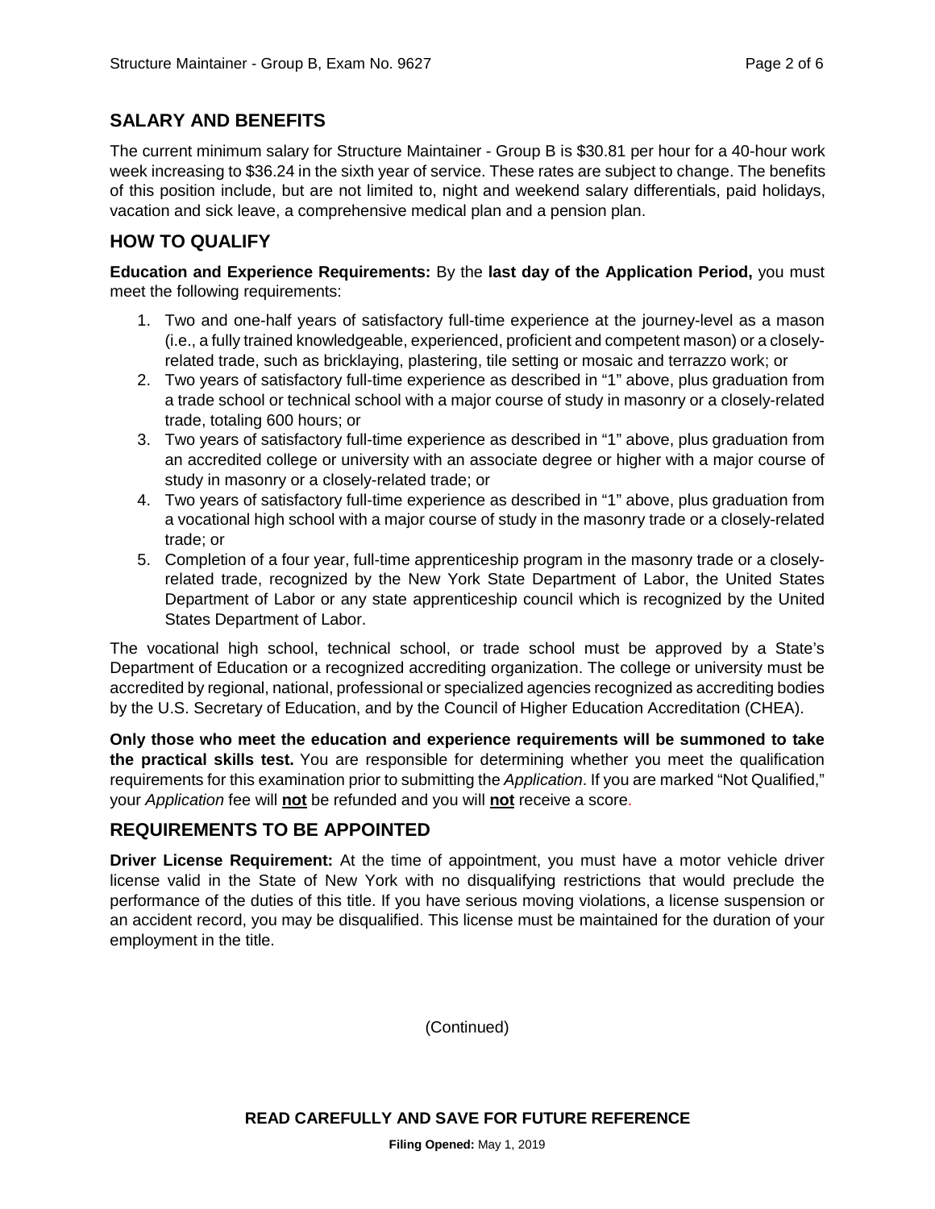## SALARY AND BENEFITS

The current minimum salary for Structure Maintainer - Group B is $30.81 per hour for a 40-hour work week increasing to $36.24 in the sixth year of service. These rates are subject to change. The benefits of this position include, but are not limited to, night and weekend salary differentials, paid holidays, vacation and sick leave, a comprehensive medical plan and a pension plan.

## HOW TO QUALIFY

**Education and Experience Requirements:** By the **last day of the Application Period,** you must meet the following requirements:

1. Two and one-half years of satisfactory full-time experience at the journey-level as a mason (i.e., a fully trained knowledgeable, experienced, proficient and competent mason) or a closely-related trade, such as bricklaying, plastering, tile setting or mosaic and terrazzo work; or
2. Two years of satisfactory full-time experience as described in "1" above, plus graduation from a trade school or technical school with a major course of study in masonry or a closely-related trade, totaling 600 hours; or
3. Two years of satisfactory full-time experience as described in "1" above, plus graduation from an accredited college or university with an associate degree or higher with a major course of study in masonry or a closely-related trade; or
4. Two years of satisfactory full-time experience as described in "1" above, plus graduation from a vocational high school with a major course of study in the masonry trade or a closely-related trade; or
5. Completion of a four year, full-time apprenticeship program in the masonry trade or a closely-related trade, recognized by the New York State Department of Labor, the United States Department of Labor or any state apprenticeship council which is recognized by the United States Department of Labor.

The vocational high school, technical school, or trade school must be approved by a State's Department of Education or a recognized accrediting organization. The college or university must be accredited by regional, national, professional or specialized agencies recognized as accrediting bodies by the U.S. Secretary of Education, and by the Council of Higher Education Accreditation (CHEA).

**Only those who meet the education and experience requirements will be summoned to take the practical skills test.** You are responsible for determining whether you meet the qualification requirements for this examination prior to submitting the *Application*. If you are marked "Not Qualified," your *Application* fee will **not** be refunded and you will **not** receive a score.

## REQUIREMENTS TO BE APPOINTED

**Driver License Requirement:** At the time of appointment, you must have a motor vehicle driver license valid in the State of New York with no disqualifying restrictions that would preclude the performance of the duties of this title. If you have serious moving violations, a license suspension or an accident record, you may be disqualified. This license must be maintained for the duration of your employment in the title.

(Continued)

**READ CAREFULLY AND SAVE FOR FUTURE REFERENCE**

**Filing Opened:** May 1, 2019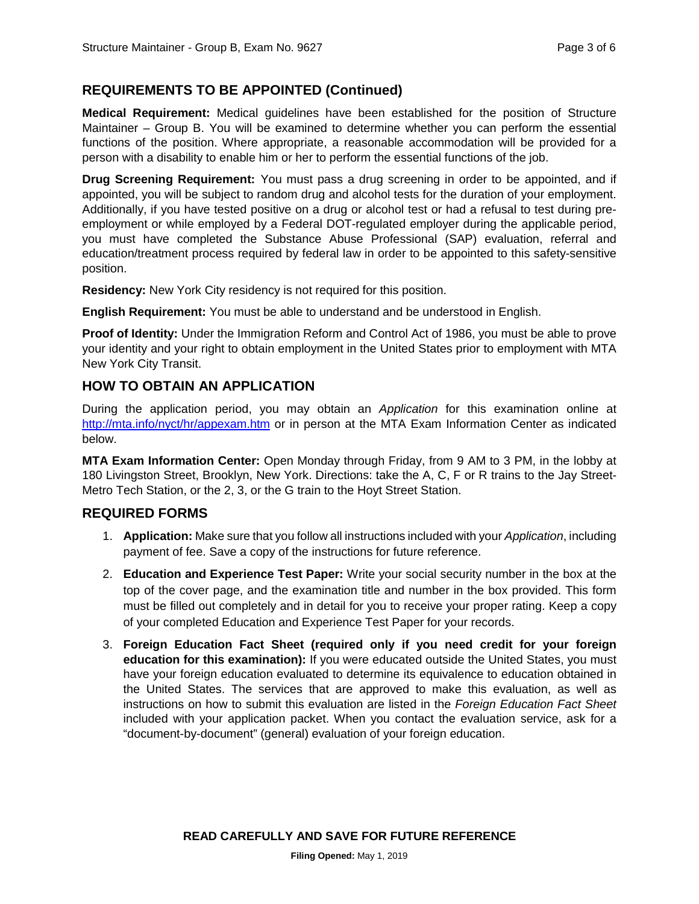## REQUIREMENTS TO BE APPOINTED (Continued)

**Medical Requirement:** Medical guidelines have been established for the position of Structure Maintainer – Group B. You will be examined to determine whether you can perform the essential functions of the position. Where appropriate, a reasonable accommodation will be provided for a person with a disability to enable him or her to perform the essential functions of the job.

**Drug Screening Requirement:** You must pass a drug screening in order to be appointed, and if appointed, you will be subject to random drug and alcohol tests for the duration of your employment. Additionally, if you have tested positive on a drug or alcohol test or had a refusal to test during pre-employment or while employed by a Federal DOT-regulated employer during the applicable period, you must have completed the Substance Abuse Professional (SAP) evaluation, referral and education/treatment process required by federal law in order to be appointed to this safety-sensitive position.

**Residency:** New York City residency is not required for this position.

**English Requirement:** You must be able to understand and be understood in English.

**Proof of Identity:** Under the Immigration Reform and Control Act of 1986, you must be able to prove your identity and your right to obtain employment in the United States prior to employment with MTA New York City Transit.

## HOW TO OBTAIN AN APPLICATION

During the application period, you may obtain an *Application* for this examination online at http://mta.info/nyct/hr/appexam.htm or in person at the MTA Exam Information Center as indicated below.

**MTA Exam Information Center:** Open Monday through Friday, from 9 AM to 3 PM, in the lobby at 180 Livingston Street, Brooklyn, New York. Directions: take the A, C, F or R trains to the Jay Street-Metro Tech Station, or the 2, 3, or the G train to the Hoyt Street Station.

## REQUIRED FORMS

1. **Application:** Make sure that you follow all instructions included with your *Application*, including payment of fee. Save a copy of the instructions for future reference.
2. **Education and Experience Test Paper:** Write your social security number in the box at the top of the cover page, and the examination title and number in the box provided. This form must be filled out completely and in detail for you to receive your proper rating. Keep a copy of your completed Education and Experience Test Paper for your records.
3. **Foreign Education Fact Sheet (required only if you need credit for your foreign education for this examination):** If you were educated outside the United States, you must have your foreign education evaluated to determine its equivalence to education obtained in the United States. The services that are approved to make this evaluation, as well as instructions on how to submit this evaluation are listed in the *Foreign Education Fact Sheet* included with your application packet. When you contact the evaluation service, ask for a "document-by-document" (general) evaluation of your foreign education.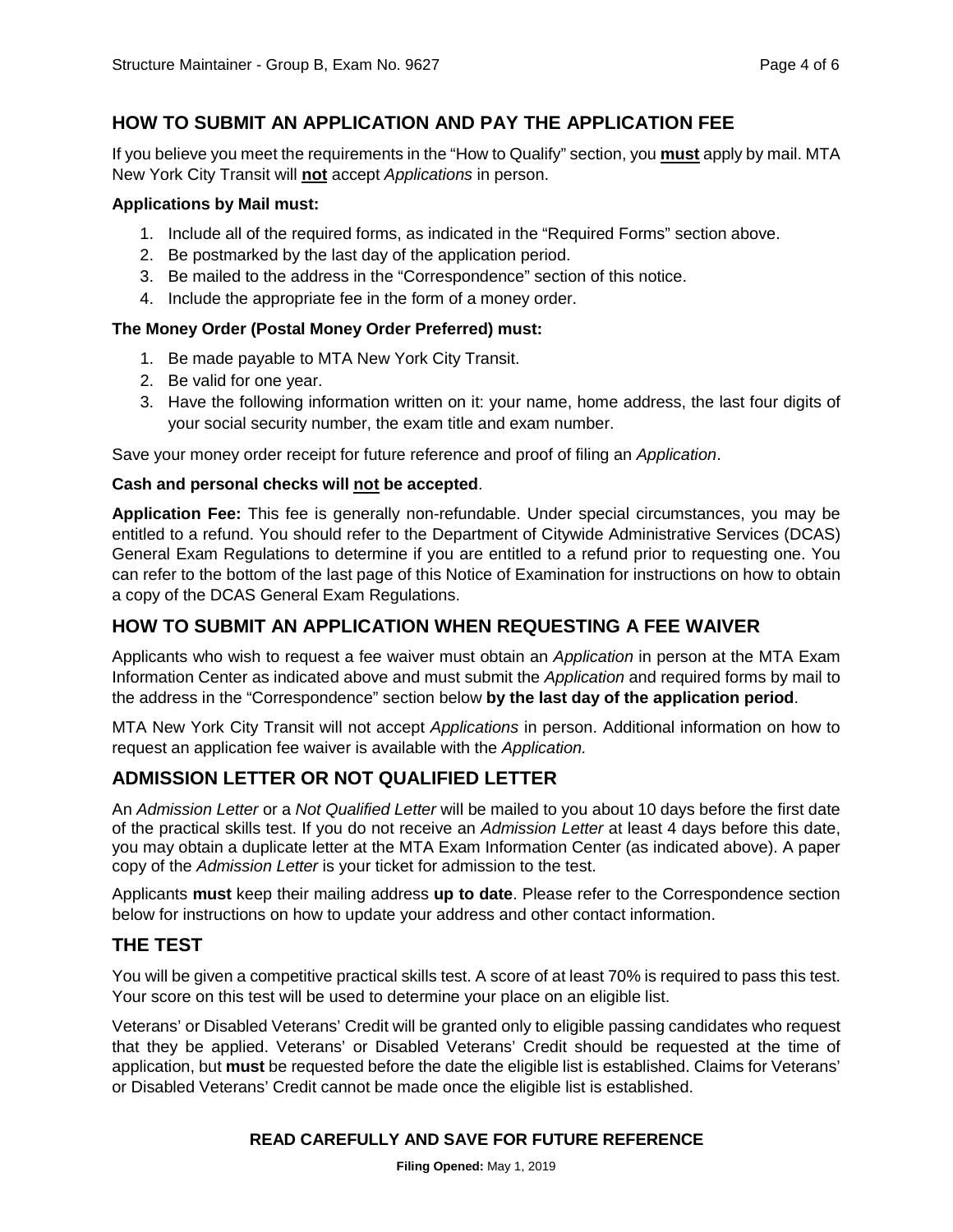## HOW TO SUBMIT AN APPLICATION AND PAY THE APPLICATION FEE

If you believe you meet the requirements in the "How to Qualify" section, you **must** apply by mail. MTA New York City Transit will **not** accept *Applications* in person.

**Applications by Mail must:**

1. Include all of the required forms, as indicated in the "Required Forms" section above.
2. Be postmarked by the last day of the application period.
3. Be mailed to the address in the "Correspondence" section of this notice.
4. Include the appropriate fee in the form of a money order.

**The Money Order (Postal Money Order Preferred) must:**

1. Be made payable to MTA New York City Transit.
2. Be valid for one year.
3. Have the following information written on it: your name, home address, the last four digits of your social security number, the exam title and exam number.

Save your money order receipt for future reference and proof of filing an *Application*.

**Cash and personal checks will not be accepted**.

**Application Fee:** This fee is generally non-refundable. Under special circumstances, you may be entitled to a refund. You should refer to the Department of Citywide Administrative Services (DCAS) General Exam Regulations to determine if you are entitled to a refund prior to requesting one. You can refer to the bottom of the last page of this Notice of Examination for instructions on how to obtain a copy of the DCAS General Exam Regulations.

## HOW TO SUBMIT AN APPLICATION WHEN REQUESTING A FEE WAIVER

Applicants who wish to request a fee waiver must obtain an *Application* in person at the MTA Exam Information Center as indicated above and must submit the *Application* and required forms by mail to the address in the "Correspondence" section below **by the last day of the application period**.

MTA New York City Transit will not accept *Applications* in person. Additional information on how to request an application fee waiver is available with the *Application.*

## ADMISSION LETTER OR NOT QUALIFIED LETTER

An *Admission Letter* or a *Not Qualified Letter* will be mailed to you about 10 days before the first date of the practical skills test. If you do not receive an *Admission Letter* at least 4 days before this date, you may obtain a duplicate letter at the MTA Exam Information Center (as indicated above). A paper copy of the *Admission Letter* is your ticket for admission to the test.

Applicants **must** keep their mailing address **up to date**. Please refer to the Correspondence section below for instructions on how to update your address and other contact information.

## THE TEST

You will be given a competitive practical skills test. A score of at least 70% is required to pass this test. Your score on this test will be used to determine your place on an eligible list.

Veterans' or Disabled Veterans' Credit will be granted only to eligible passing candidates who request that they be applied. Veterans' or Disabled Veterans' Credit should be requested at the time of application, but **must** be requested before the date the eligible list is established. Claims for Veterans' or Disabled Veterans' Credit cannot be made once the eligible list is established.

**READ CAREFULLY AND SAVE FOR FUTURE REFERENCE**

**Filing Opened:** May 1, 2019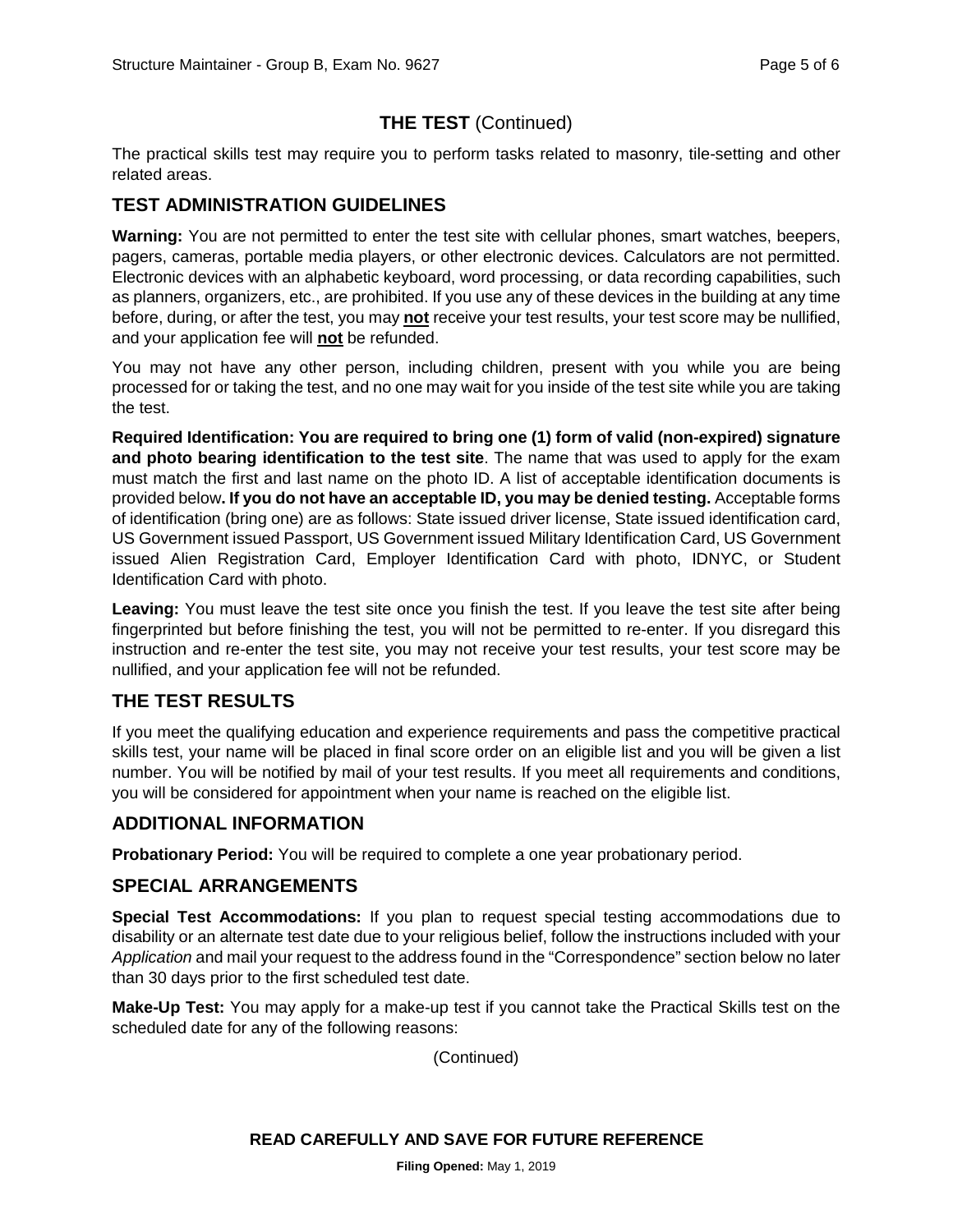## THE TEST (Continued)

The practical skills test may require you to perform tasks related to masonry, tile-setting and other related areas.

## TEST ADMINISTRATION GUIDELINES

**Warning:** You are not permitted to enter the test site with cellular phones, smart watches, beepers, pagers, cameras, portable media players, or other electronic devices. Calculators are not permitted. Electronic devices with an alphabetic keyboard, word processing, or data recording capabilities, such as planners, organizers, etc., are prohibited. If you use any of these devices in the building at any time before, during, or after the test, you may **not** receive your test results, your test score may be nullified, and your application fee will **not** be refunded.

You may not have any other person, including children, present with you while you are being processed for or taking the test, and no one may wait for you inside of the test site while you are taking the test.

**Required Identification: You are required to bring one (1) form of valid (non-expired) signature and photo bearing identification to the test site**. The name that was used to apply for the exam must match the first and last name on the photo ID. A list of acceptable identification documents is provided below**. If you do not have an acceptable ID, you may be denied testing.** Acceptable forms of identification (bring one) are as follows: State issued driver license, State issued identification card, US Government issued Passport, US Government issued Military Identification Card, US Government issued Alien Registration Card, Employer Identification Card with photo, IDNYC, or Student Identification Card with photo.

**Leaving:** You must leave the test site once you finish the test. If you leave the test site after being fingerprinted but before finishing the test, you will not be permitted to re-enter. If you disregard this instruction and re-enter the test site, you may not receive your test results, your test score may be nullified, and your application fee will not be refunded.

## THE TEST RESULTS

If you meet the qualifying education and experience requirements and pass the competitive practical skills test, your name will be placed in final score order on an eligible list and you will be given a list number. You will be notified by mail of your test results. If you meet all requirements and conditions, you will be considered for appointment when your name is reached on the eligible list.

## ADDITIONAL INFORMATION

**Probationary Period:** You will be required to complete a one year probationary period.

## SPECIAL ARRANGEMENTS

**Special Test Accommodations:** If you plan to request special testing accommodations due to disability or an alternate test date due to your religious belief, follow the instructions included with your *Application* and mail your request to the address found in the "Correspondence" section below no later than 30 days prior to the first scheduled test date.

**Make-Up Test:** You may apply for a make-up test if you cannot take the Practical Skills test on the scheduled date for any of the following reasons:

(Continued)

**READ CAREFULLY AND SAVE FOR FUTURE REFERENCE**

**Filing Opened:** May 1, 2019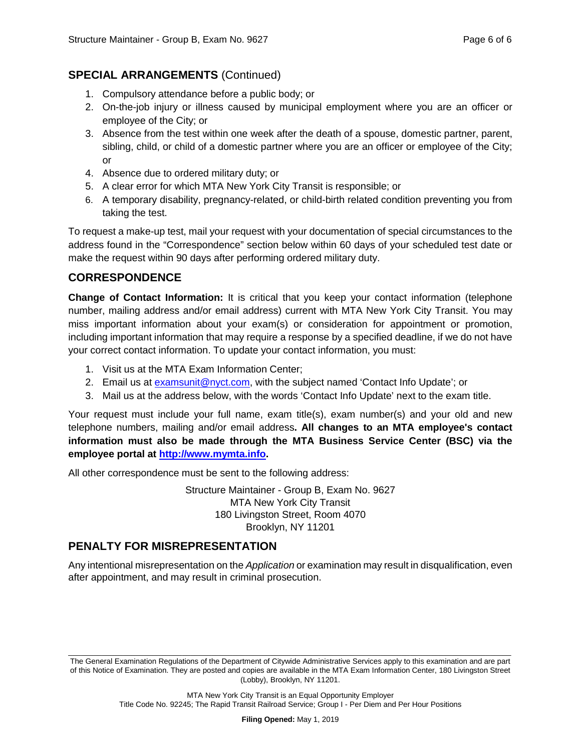## SPECIAL ARRANGEMENTS (Continued)

1. Compulsory attendance before a public body; or
2. On-the-job injury or illness caused by municipal employment where you are an officer or employee of the City; or
3. Absence from the test within one week after the death of a spouse, domestic partner, parent, sibling, child, or child of a domestic partner where you are an officer or employee of the City; or
4. Absence due to ordered military duty; or
5. A clear error for which MTA New York City Transit is responsible; or
6. A temporary disability, pregnancy-related, or child-birth related condition preventing you from taking the test.

To request a make-up test, mail your request with your documentation of special circumstances to the address found in the "Correspondence" section below within 60 days of your scheduled test date or make the request within 90 days after performing ordered military duty.

## CORRESPONDENCE

**Change of Contact Information:** It is critical that you keep your contact information (telephone number, mailing address and/or email address) current with MTA New York City Transit. You may miss important information about your exam(s) or consideration for appointment or promotion, including important information that may require a response by a specified deadline, if we do not have your correct contact information. To update your contact information, you must:

1. Visit us at the MTA Exam Information Center;
2. Email us at examsunit@nyct.com, with the subject named 'Contact Info Update'; or
3. Mail us at the address below, with the words 'Contact Info Update' next to the exam title.

Your request must include your full name, exam title(s), exam number(s) and your old and new telephone numbers, mailing and/or email address**. All changes to an MTA employee's contact information must also be made through the MTA Business Service Center (BSC) via the employee portal at http://www.mymta.info.**

All other correspondence must be sent to the following address:

Structure Maintainer - Group B, Exam No. 9627
MTA New York City Transit
180 Livingston Street, Room 4070
Brooklyn, NY 11201

## PENALTY FOR MISREPRESENTATION

Any intentional misrepresentation on the *Application* or examination may result in disqualification, even after appointment, and may result in criminal prosecution.

---

The General Examination Regulations of the Department of Citywide Administrative Services apply to this examination and are part of this Notice of Examination. They are posted and copies are available in the MTA Exam Information Center, 180 Livingston Street (Lobby), Brooklyn, NY 11201.

MTA New York City Transit is an Equal Opportunity Employer
Title Code No. 92245; The Rapid Transit Railroad Service; Group I - Per Diem and Per Hour Positions

**Filing Opened:** May 1, 2019